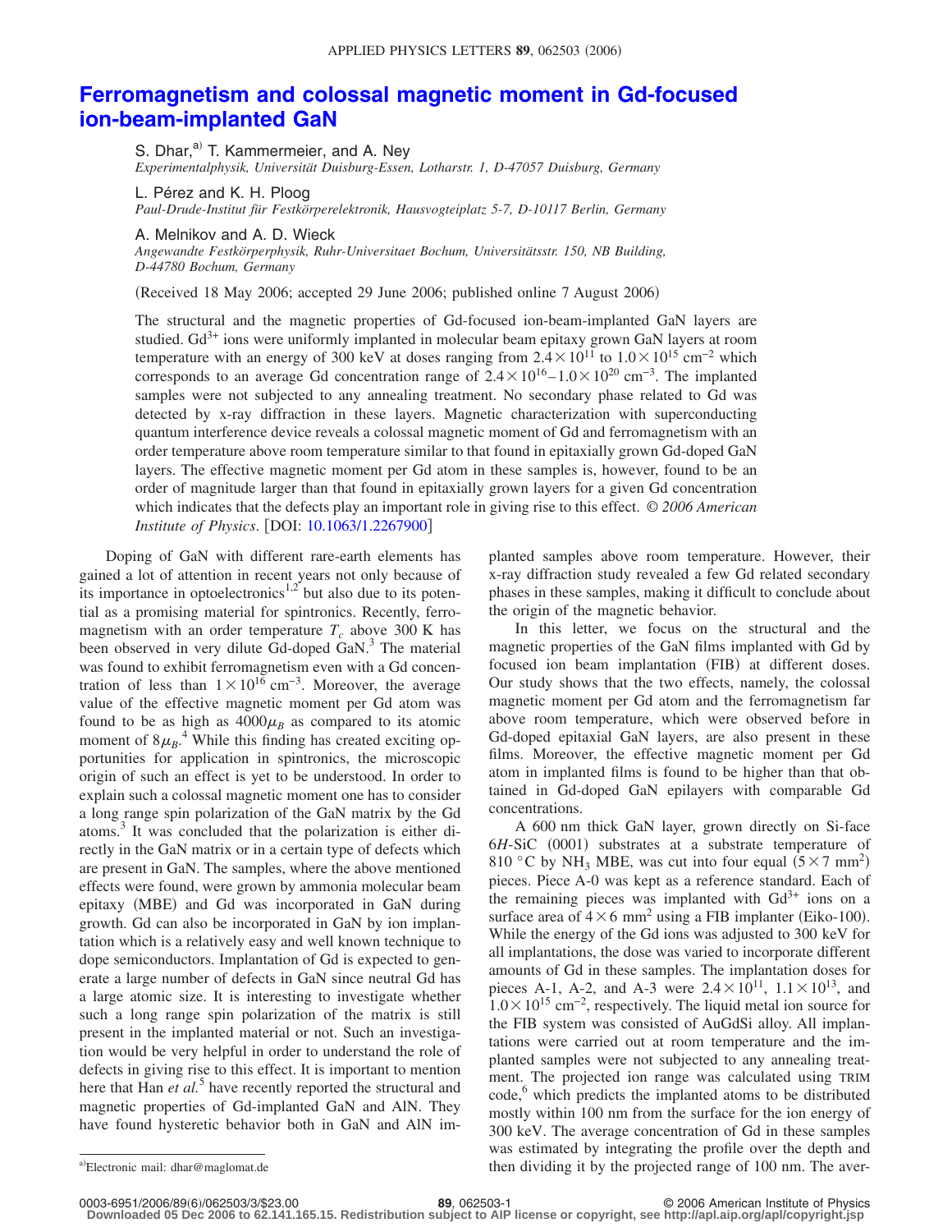# Ferromagnetism and colossal magnetic moment in Gd-focused ion-beam-implanted GaN

S. Dhar,[a] T. Kammermeier, and A. Ney
*Experimentalphysik, Universität Duisburg-Essen, Lotharstr. 1, D-47057 Duisburg, Germany*

L. Pérez and K. H. Ploog
*Paul-Drude-Institut für Festkörperelektronik, Hausvogteiplatz 5-7, D-10117 Berlin, Germany*

A. Melnikov and A. D. Wieck
*Angewandte Festkörperphysik, Ruhr-Universitaet Bochum, Universitätsstr. 150, NB Building, D-44780 Bochum, Germany*

(Received 18 May 2006; accepted 29 June 2006; published online 7 August 2006)

The structural and the magnetic properties of Gd-focused ion-beam-implanted GaN layers are studied. $Gd^{3+}$ ions were uniformly implanted in molecular beam epitaxy grown GaN layers at room temperature with an energy of 300 keV at doses ranging from $2.4\times10^{11}$ to $1.0\times10^{15}$ $cm^{-2}$ which corresponds to an average Gd concentration range of $2.4\times10^{16}$–$1.0\times10^{20}$ $cm^{-3}$. The implanted samples were not subjected to any annealing treatment. No secondary phase related to Gd was detected by x-ray diffraction in these layers. Magnetic characterization with superconducting quantum interference device reveals a colossal magnetic moment of Gd and ferromagnetism with an order temperature above room temperature similar to that found in epitaxially grown Gd-doped GaN layers. The effective magnetic moment per Gd atom in these samples is, however, found to be an order of magnitude larger than that found in epitaxially grown layers for a given Gd concentration which indicates that the defects play an important role in giving rise to this effect. *© 2006 American Institute of Physics*. [DOI: 10.1063/1.2267900]

Doping of GaN with different rare-earth elements has gained a lot of attention in recent years not only because of its importance in optoelectronics[1,2] but also due to its potential as a promising material for spintronics. Recently, ferromagnetism with an order temperature $T_c$ above 300 K has been observed in very dilute Gd-doped GaN.[3] The material was found to exhibit ferromagnetism even with a Gd concentration of less than $1\times10^{16}$ $cm^{-3}$. Moreover, the average value of the effective magnetic moment per Gd atom was found to be as high as $4000\mu_B$ as compared to its atomic moment of $8\mu_B$.[4] While this finding has created exciting opportunities for application in spintronics, the microscopic origin of such an effect is yet to be understood. In order to explain such a colossal magnetic moment one has to consider a long range spin polarization of the GaN matrix by the Gd atoms.[3] It was concluded that the polarization is either directly in the GaN matrix or in a certain type of defects which are present in GaN. The samples, where the above mentioned effects were found, were grown by ammonia molecular beam epitaxy (MBE) and Gd was incorporated in GaN during growth. Gd can also be incorporated in GaN by ion implantation which is a relatively easy and well known technique to dope semiconductors. Implantation of Gd is expected to generate a large number of defects in GaN since neutral Gd has a large atomic size. It is interesting to investigate whether such a long range spin polarization of the matrix is still present in the implanted material or not. Such an investigation would be very helpful in order to understand the role of defects in giving rise to this effect. It is important to mention here that Han *et al.*[5] have recently reported the structural and magnetic properties of Gd-implanted GaN and AlN. They have found hysteretic behavior both in GaN and AlN implanted samples above room temperature. However, their x-ray diffraction study revealed a few Gd related secondary phases in these samples, making it difficult to conclude about the origin of the magnetic behavior.

In this letter, we focus on the structural and the magnetic properties of the GaN films implanted with Gd by focused ion beam implantation (FIB) at different doses. Our study shows that the two effects, namely, the colossal magnetic moment per Gd atom and the ferromagnetism far above room temperature, which were observed before in Gd-doped epitaxial GaN layers, are also present in these films. Moreover, the effective magnetic moment per Gd atom in implanted films is found to be higher than that obtained in Gd-doped GaN epilayers with comparable Gd concentrations.

A 600 nm thick GaN layer, grown directly on Si-face 6*H*-SiC (0001) substrates at a substrate temperature of 810 °C by $NH_3$ MBE, was cut into four equal ($5\times7$ $mm^2$) pieces. Piece A-0 was kept as a reference standard. Each of the remaining pieces was implanted with $Gd^{3+}$ ions on a surface area of $4\times6$ $mm^2$ using a FIB implanter (Eiko-100). While the energy of the Gd ions was adjusted to 300 keV for all implantations, the dose was varied to incorporate different amounts of Gd in these samples. The implantation doses for pieces A-1, A-2, and A-3 were $2.4\times10^{11}$, $1.1\times10^{13}$, and $1.0\times10^{15}$ $cm^{-2}$, respectively. The liquid metal ion source for the FIB system was consisted of AuGdSi alloy. All implantations were carried out at room temperature and the implanted samples were not subjected to any annealing treatment. The projected ion range was calculated using TRIM code,[6] which predicts the implanted atoms to be distributed mostly within 100 nm from the surface for the ion energy of 300 keV. The average concentration of Gd in these samples was estimated by integrating the profile over the depth and then dividing it by the projected range of 100 nm. The aver-

[a]Electronic mail: dhar@maglomat.de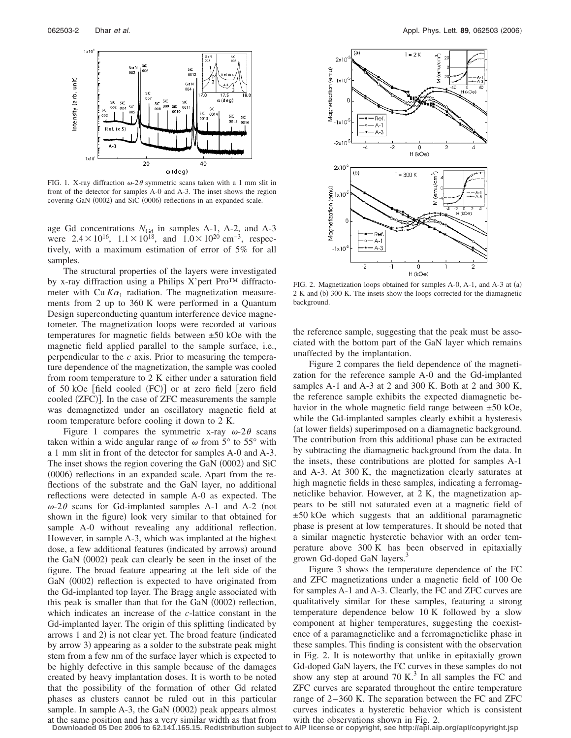FIG. 1. X-ray diffraction $\omega$-$2\theta$ symmetric scans taken with a 1 mm slit in front of the detector for samples A-0 and A-3. The inset shows the region covering GaN (0002) and SiC (0006) reflections in an expanded scale.

age Gd concentrations $N_{Gd}$ in samples A-1, A-2, and A-3 were $2.4\times10^{16}$, $1.1\times10^{18}$, and $1.0\times10^{20}$ cm$^{-3}$, respectively, with a maximum estimation of error of 5% for all samples.

The structural properties of the layers were investigated by x-ray diffraction using a Philips X'pert Pro™ diffractometer with Cu $K\alpha_1$ radiation. The magnetization measurements from 2 up to 360 K were performed in a Quantum Design superconducting quantum interference device magnetometer. The magnetization loops were recorded at various temperatures for magnetic fields between ±50 kOe with the magnetic field applied parallel to the sample surface, i.e., perpendicular to the *c* axis. Prior to measuring the temperature dependence of the magnetization, the sample was cooled from room temperature to 2 K either under a saturation field of 50 kOe [field cooled (FC)] or at zero field [zero field cooled (ZFC)]. In the case of ZFC measurements the sample was demagnetized under an oscillatory magnetic field at room temperature before cooling it down to 2 K.

Figure 1 compares the symmetric x-ray $\omega$-$2\theta$ scans taken within a wide angular range of $\omega$ from 5° to 55° with a 1 mm slit in front of the detector for samples A-0 and A-3. The inset shows the region covering the GaN (0002) and SiC (0006) reflections in an expanded scale. Apart from the reflections of the substrate and the GaN layer, no additional reflections were detected in sample A-0 as expected. The $\omega$-$2\theta$ scans for Gd-implanted samples A-1 and A-2 (not shown in the figure) look very similar to that obtained for sample A-0 without revealing any additional reflection. However, in sample A-3, which was implanted at the highest dose, a few additional features (indicated by arrows) around the GaN (0002) peak can clearly be seen in the inset of the figure. The broad feature appearing at the left side of the GaN (0002) reflection is expected to have originated from the Gd-implanted top layer. The Bragg angle associated with this peak is smaller than that for the GaN (0002) reflection, which indicates an increase of the *c*-lattice constant in the Gd-implanted layer. The origin of this splitting (indicated by arrows 1 and 2) is not clear yet. The broad feature (indicated by arrow 3) appearing as a solder to the substrate peak might stem from a few nm of the surface layer which is expected to be highly defective in this sample because of the damages created by heavy implantation doses. It is worth to be noted that the possibility of the formation of other Gd related phases as clusters cannot be ruled out in this particular sample. In sample A-3, the GaN (0002) peak appears almost at the same position and has a very similar width as that from the reference sample, suggesting that the peak must be associated with the bottom part of the GaN layer which remains unaffected by the implantation.

FIG. 2. Magnetization loops obtained for samples A-0, A-1, and A-3 at (a) 2 K and (b) 300 K. The insets show the loops corrected for the diamagnetic background.

Figure 2 compares the field dependence of the magnetization for the reference sample A-0 and the Gd-implanted samples A-1 and A-3 at 2 and 300 K. Both at 2 and 300 K, the reference sample exhibits the expected diamagnetic behavior in the whole magnetic field range between ±50 kOe, while the Gd-implanted samples clearly exhibit a hysteresis (at lower fields) superimposed on a diamagnetic background. The contribution from this additional phase can be extracted by subtracting the diamagnetic background from the data. In the insets, these contributions are plotted for samples A-1 and A-3. At 300 K, the magnetization clearly saturates at high magnetic fields in these samples, indicating a ferromagneticlike behavior. However, at 2 K, the magnetization appears to be still not saturated even at a magnetic field of ±50 kOe which suggests that an additional paramagnetic phase is present at low temperatures. It should be noted that a similar magnetic hysteretic behavior with an order temperature above 300 K has been observed in epitaxially grown Gd-doped GaN layers.[3]

Figure 3 shows the temperature dependence of the FC and ZFC magnetizations under a magnetic field of 100 Oe for samples A-1 and A-3. Clearly, the FC and ZFC curves are qualitatively similar for these samples, featuring a strong temperature dependence below 10 K followed by a slow component at higher temperatures, suggesting the coexistence of a paramagneticlike and a ferromagneticlike phase in these samples. This finding is consistent with the observation in Fig. 2. It is noteworthy that unlike in epitaxially grown Gd-doped GaN layers, the FC curves in these samples do not show any step at around 70 K.[3] In all samples the FC and ZFC curves are separated throughout the entire temperature range of 2–360 K. The separation between the FC and ZFC curves indicates a hysteretic behavior which is consistent with the observations shown in Fig. 2.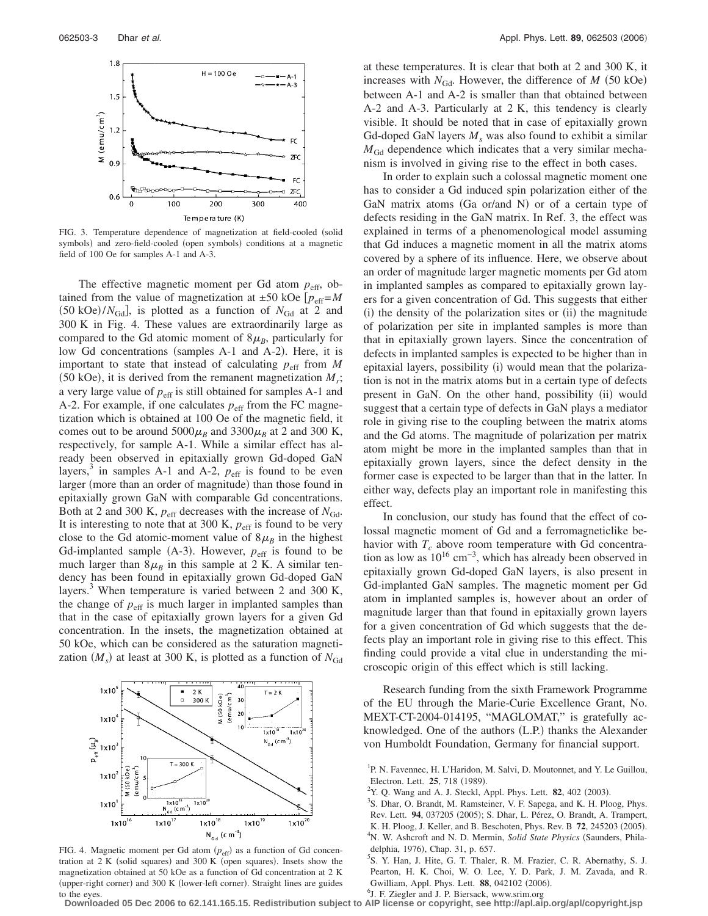H = 100 Oe

A-1

A-3

M (emu/cm$^3$)

1.8

1.5

1.2

0.9

0.6

0

100

200

300

400

Temperature (K)

FC

ZFC

FC

ZFC

FIG. 3. Temperature dependence of magnetization at field-cooled (solid symbols) and zero-field-cooled (open symbols) conditions at a magnetic field of 100 Oe for samples A-1 and A-3.

The effective magnetic moment per Gd atom $p_{\text{eff}}$, obtained from the value of magnetization at ±50 kOe [$p_{\text{eff}}=M$ (50 kOe)$/N_{\text{Gd}}$], is plotted as a function of $N_{\text{Gd}}$ at 2 and 300 K in Fig. 4. These values are extraordinarily large as compared to the Gd atomic moment of $8\mu_B$, particularly for low Gd concentrations (samples A-1 and A-2). Here, it is important to state that instead of calculating $p_{\text{eff}}$ from $M$ (50 kOe), it is derived from the remanent magnetization $M_r$; a very large value of $p_{\text{eff}}$ is still obtained for samples A-1 and A-2. For example, if one calculates $p_{\text{eff}}$ from the FC magnetization which is obtained at 100 Oe of the magnetic field, it comes out to be around $5000\mu_B$ and $3300\mu_B$ at 2 and 300 K, respectively, for sample A-1. While a similar effect has already been observed in epitaxially grown Gd-doped GaN layers,[3] in samples A-1 and A-2, $p_{\text{eff}}$ is found to be even larger (more than an order of magnitude) than those found in epitaxially grown GaN with comparable Gd concentrations. Both at 2 and 300 K, $p_{\text{eff}}$ decreases with the increase of $N_{\text{Gd}}$. It is interesting to note that at 300 K, $p_{\text{eff}}$ is found to be very close to the Gd atomic-moment value of $8\mu_B$ in the highest Gd-implanted sample (A-3). However, $p_{\text{eff}}$ is found to be much larger than $8\mu_B$ in this sample at 2 K. A similar tendency has been found in epitaxially grown Gd-doped GaN layers.[3] When temperature is varied between 2 and 300 K, the change of $p_{\text{eff}}$ is much larger in implanted samples than that in the case of epitaxially grown layers for a given Gd concentration. In the insets, the magnetization obtained at 50 kOe, which can be considered as the saturation magnetization ($M_s$) at least at 300 K, is plotted as a function of $N_{\text{Gd}}$

2 K

300 K

T = 2 K

M (50 kOe) (emu/cm$^3$)

40

30

20

10

1x10$^{18}$

1x10$^{20}$

N$_{\text{Gd}}$ (cm$^{-3}$)

T = 300 K

M (50 kOe) (emu/cm$^3$)

10

5

0

1x10$^{16}$

1x10$^{18}$

1x10$^{20}$

N$_{\text{Gd}}$ (cm$^{-3}$)

p$_{\text{eff}}$ ($\mu_B$)

1x10$^5$

1x10$^4$

1x10$^3$

1x10$^2$

1x10$^1$

1x10$^{16}$

1x10$^{17}$

1x10$^{18}$

1x10$^{19}$

1x10$^{20}$

N$_{\text{Gd}}$ (cm$^{-3}$)

FIG. 4. Magnetic moment per Gd atom ($p_{\text{eff}}$) as a function of Gd concentration at 2 K (solid squares) and 300 K (open squares). Insets show the magnetization obtained at 50 kOe as a function of Gd concentration at 2 K (upper-right corner) and 300 K (lower-left corner). Straight lines are guides to the eyes.

at these temperatures. It is clear that both at 2 and 300 K, it increases with $N_{\text{Gd}}$. However, the difference of $M$ (50 kOe) between A-1 and A-2 is smaller than that obtained between A-2 and A-3. Particularly at 2 K, this tendency is clearly visible. It should be noted that in case of epitaxially grown Gd-doped GaN layers $M_s$ was also found to exhibit a similar $M_{\text{Gd}}$ dependence which indicates that a very similar mechanism is involved in giving rise to the effect in both cases.

In order to explain such a colossal magnetic moment one has to consider a Gd induced spin polarization either of the GaN matrix atoms (Ga or/and N) or of a certain type of defects residing in the GaN matrix. In Ref. 3, the effect was explained in terms of a phenomenological model assuming that Gd induces a magnetic moment in all the matrix atoms covered by a sphere of its influence. Here, we observe about an order of magnitude larger magnetic moments per Gd atom in implanted samples as compared to epitaxially grown layers for a given concentration of Gd. This suggests that either (i) the density of the polarization sites or (ii) the magnitude of polarization per site in implanted samples is more than that in epitaxially grown layers. Since the concentration of defects in implanted samples is expected to be higher than in epitaxial layers, possibility (i) would mean that the polarization is not in the matrix atoms but in a certain type of defects present in GaN. On the other hand, possibility (ii) would suggest that a certain type of defects in GaN plays a mediator role in giving rise to the coupling between the matrix atoms and the Gd atoms. The magnitude of polarization per matrix atom might be more in the implanted samples than that in epitaxially grown layers, since the defect density in the former case is expected to be larger than that in the latter. In either way, defects play an important role in manifesting this effect.

In conclusion, our study has found that the effect of colossal magnetic moment of Gd and a ferromagneticlike behavior with $T_c$ above room temperature with Gd concentration as low as $10^{16}$ cm$^{-3}$, which has already been observed in epitaxially grown Gd-doped GaN layers, is also present in Gd-implanted GaN samples. The magnetic moment per Gd atom in implanted samples is, however about an order of magnitude larger than that found in epitaxially grown layers for a given concentration of Gd which suggests that the defects play an important role in giving rise to this effect. This finding could provide a vital clue in understanding the microscopic origin of this effect which is still lacking.

Research funding from the sixth Framework Programme of the EU through the Marie-Curie Excellence Grant, No. MEXT-CT-2004-014195, "MAGLOMAT," is gratefully acknowledged. One of the authors (L.P.) thanks the Alexander von Humboldt Foundation, Germany for financial support.

[1] P. N. Favennec, H. L'Haridon, M. Salvi, D. Moutonnet, and Y. Le Guillou, Electron. Lett. **25**, 718 (1989).

[2] Y. Q. Wang and A. J. Steckl, Appl. Phys. Lett. **82**, 402 (2003).

[3] S. Dhar, O. Brandt, M. Ramsteiner, V. F. Sapega, and K. H. Ploog, Phys. Rev. Lett. **94**, 037205 (2005); S. Dhar, L. Pérez, O. Brandt, A. Trampert, K. H. Ploog, J. Keller, and B. Beschoten, Phys. Rev. B **72**, 245203 (2005).

[4] N. W. Ashcroft and N. D. Mermin, *Solid State Physics* (Saunders, Philadelphia, 1976), Chap. 31, p. 657.

[5] S. Y. Han, J. Hite, G. T. Thaler, R. M. Frazier, C. R. Abernathy, S. J. Pearton, H. K. Choi, W. O. Lee, Y. D. Park, J. M. Zavada, and R. Gwilliam, Appl. Phys. Lett. **88**, 042102 (2006).

[6] J. F. Ziegler and J. P. Biersack, www.srim.org